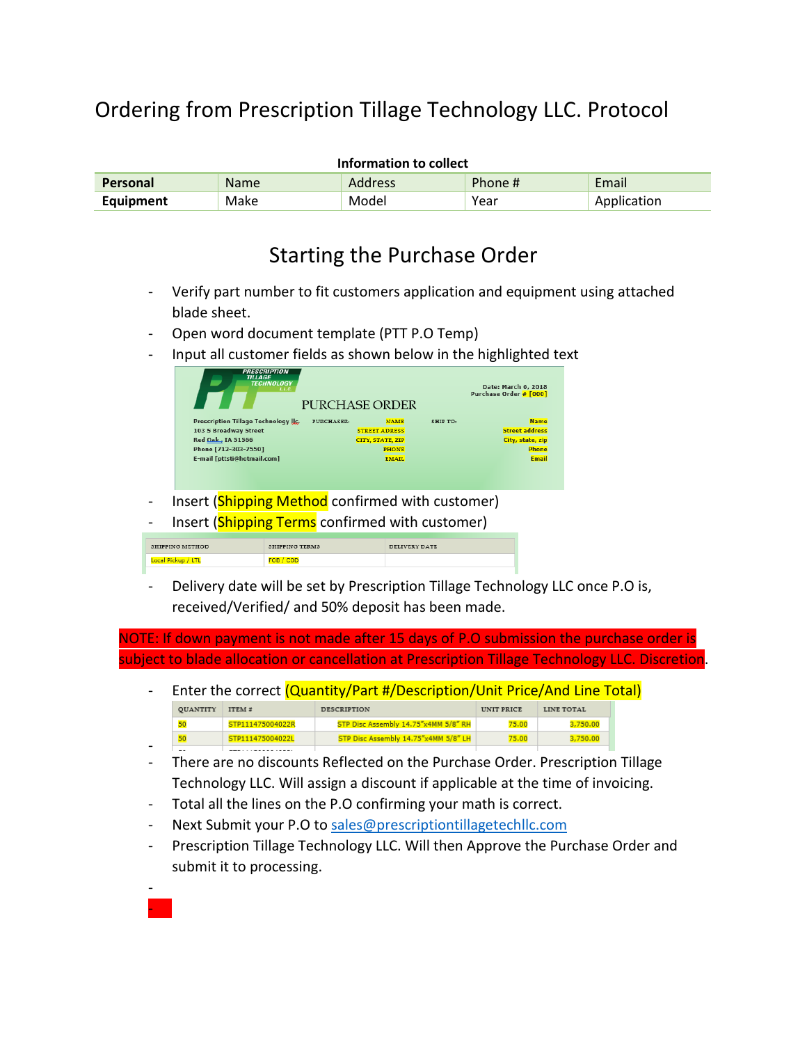# Ordering from Prescription Tillage Technology LLC. Protocol

**Information to collect**

| **Personal** | Name | Address | Phone # | Email |
|---|---|---|---|---|
| **Equipment** | Make | Model | Year | Application |

## Starting the Purchase Order

- Verify part number to fit customers application and equipment using attached blade sheet.
- Open word document template (PTT P.O Temp)
- Input all customer fields as shown below in the highlighted text

PRESCRIPTION TILLAGE TECHNOLOGY LLC

PURCHASE ORDER

Date: March 6, 2018
Purchase Order # [000]

Prescription Tillage Technology llc
103 S Broadway Street
Red Oak, IA 51566
Phone [712-303-7550]
E-mail [pttsti@hotmail.com]

PURCHASER: NAME
STREET ADRESS
CITY, STATE, ZIP
PHONE
EMAIL

SHIP TO: Name
Street address
City, state, zip
Phone
Email

- Insert (Shipping Method confirmed with customer)
- Insert (Shipping Terms confirmed with customer)

| SHIPPING METHOD | SHIPPING TERMS | DELIVERY DATE |
|---|---|---|
| Local Pickup / LTL | FOB / COD | |

- Delivery date will be set by Prescription Tillage Technology LLC once P.O is, received/Verified/ and 50% deposit has been made.

NOTE: If down payment is not made after 15 days of P.O submission the purchase order is subject to blade allocation or cancellation at Prescription Tillage Technology LLC. Discretion.

- Enter the correct (Quantity/Part #/Description/Unit Price/And Line Total)

| QUANTITY | ITEM # | DESCRIPTION | UNIT PRICE | LINE TOTAL |
|---|---|---|---|---|
| 50 | STP111475004022R | STP Disc Assembly 14.75"x4MM 5/8" RH | 75.00 | 3,750.00 |
| 50 | STP111475004022L | STP Disc Assembly 14.75"x4MM 5/8" LH | 75.00 | 3,750.00 |

- There are no discounts Reflected on the Purchase Order. Prescription Tillage Technology LLC. Will assign a discount if applicable at the time of invoicing.
- Total all the lines on the P.O confirming your math is correct.
- Next Submit your P.O to sales@prescriptiontillagetechllc.com
- Prescription Tillage Technology LLC. Will then Approve the Purchase Order and submit it to processing.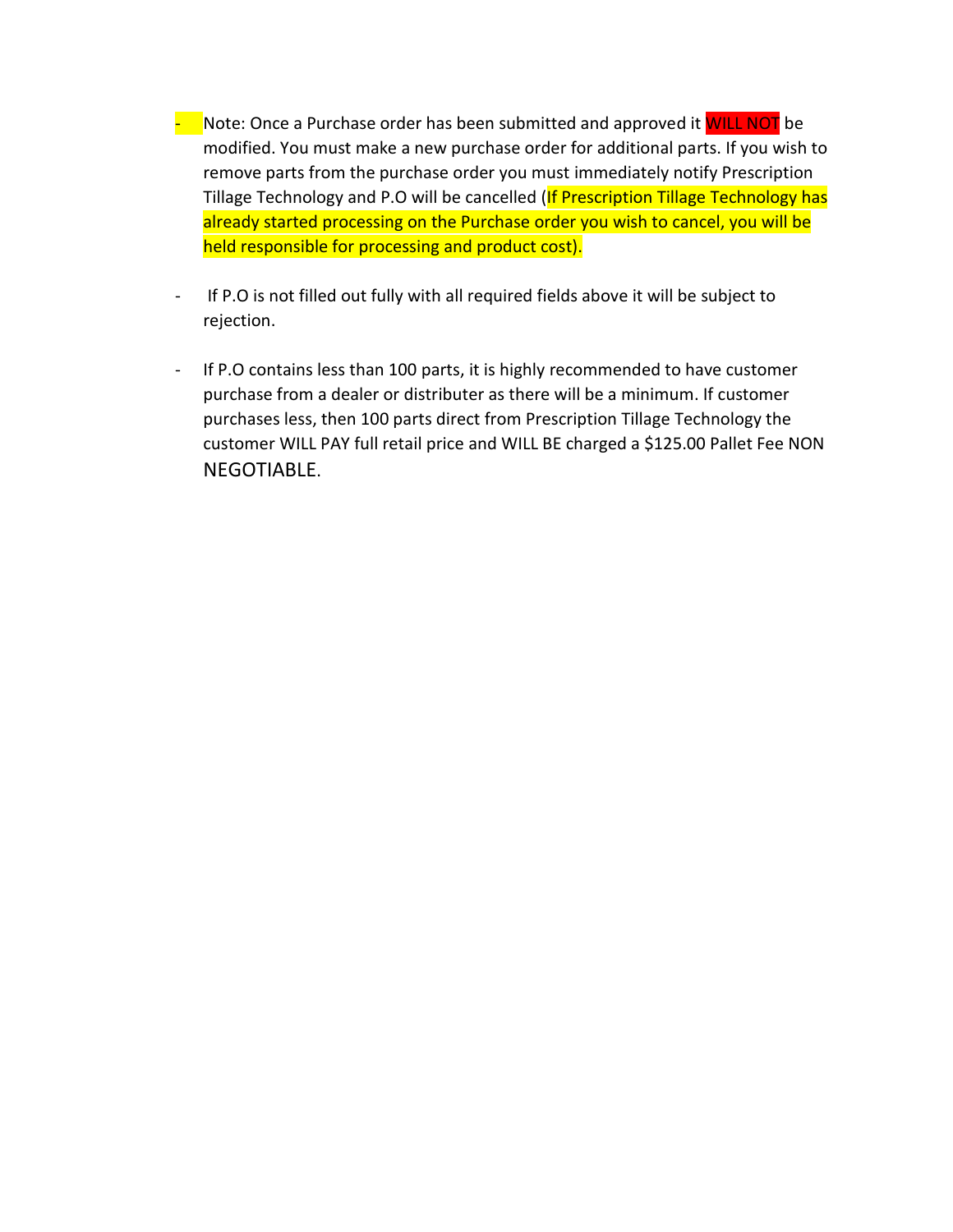- Note: Once a Purchase order has been submitted and approved it **WILL NOT** be modified. You must make a new purchase order for additional parts. If you wish to remove parts from the purchase order you must immediately notify Prescription Tillage Technology and P.O will be cancelled (If Prescription Tillage Technology has already started processing on the Purchase order you wish to cancel, you will be held responsible for processing and product cost).

- If P.O is not filled out fully with all required fields above it will be subject to rejection.

- If P.O contains less than 100 parts, it is highly recommended to have customer purchase from a dealer or distributer as there will be a minimum. If customer purchases less, then 100 parts direct from Prescription Tillage Technology the customer WILL PAY full retail price and WILL BE charged a $125.00 Pallet Fee NON NEGOTIABLE.